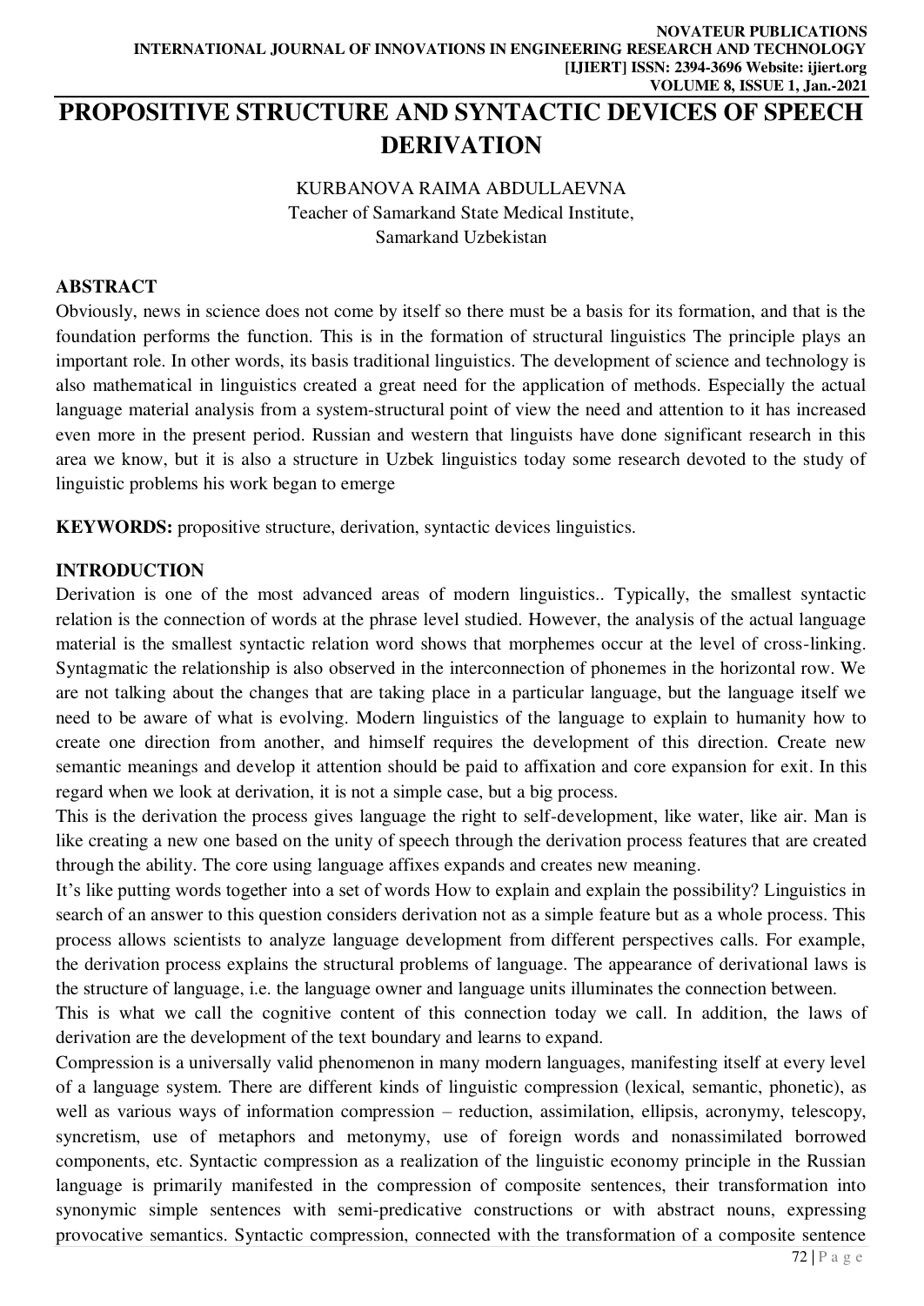# PROPOSITIVE STRUCTURE AND SYNTACTIC DEVICES OF SPEECH DERIVATION

KURBANOVA RAIMA ABDULLAEVNA
Teacher of Samarkand State Medical Institute,
Samarkand Uzbekistan

## ABSTRACT

Obviously, news in science does not come by itself so there must be a basis for its formation, and that is the foundation performs the function. This is in the formation of structural linguistics The principle plays an important role. In other words, its basis traditional linguistics. The development of science and technology is also mathematical in linguistics created a great need for the application of methods. Especially the actual language material analysis from a system-structural point of view the need and attention to it has increased even more in the present period. Russian and western that linguists have done significant research in this area we know, but it is also a structure in Uzbek linguistics today some research devoted to the study of linguistic problems his work began to emerge

**KEYWORDS:** propositive structure, derivation, syntactic devices linguistics.

## INTRODUCTION

Derivation is one of the most advanced areas of modern linguistics.. Typically, the smallest syntactic relation is the connection of words at the phrase level studied. However, the analysis of the actual language material is the smallest syntactic relation word shows that morphemes occur at the level of cross-linking. Syntagmatic the relationship is also observed in the interconnection of phonemes in the horizontal row. We are not talking about the changes that are taking place in a particular language, but the language itself we need to be aware of what is evolving. Modern linguistics of the language to explain to humanity how to create one direction from another, and himself requires the development of this direction. Create new semantic meanings and develop it attention should be paid to affixation and core expansion for exit. In this regard when we look at derivation, it is not a simple case, but a big process.

This is the derivation the process gives language the right to self-development, like water, like air. Man is like creating a new one based on the unity of speech through the derivation process features that are created through the ability. The core using language affixes expands and creates new meaning.

It's like putting words together into a set of words How to explain and explain the possibility? Linguistics in search of an answer to this question considers derivation not as a simple feature but as a whole process. This process allows scientists to analyze language development from different perspectives calls. For example, the derivation process explains the structural problems of language. The appearance of derivational laws is the structure of language, i.e. the language owner and language units illuminates the connection between.

This is what we call the cognitive content of this connection today we call. In addition, the laws of derivation are the development of the text boundary and learns to expand.

Compression is a universally valid phenomenon in many modern languages, manifesting itself at every level of a language system. There are different kinds of linguistic compression (lexical, semantic, phonetic), as well as various ways of information compression – reduction, assimilation, ellipsis, acronymy, telescopy, syncretism, use of metaphors and metonymy, use of foreign words and nonassimilated borrowed components, etc. Syntactic compression as a realization of the linguistic economy principle in the Russian language is primarily manifested in the compression of composite sentences, their transformation into synonymic simple sentences with semi-predicative constructions or with abstract nouns, expressing provocative semantics. Syntactic compression, connected with the transformation of a composite sentence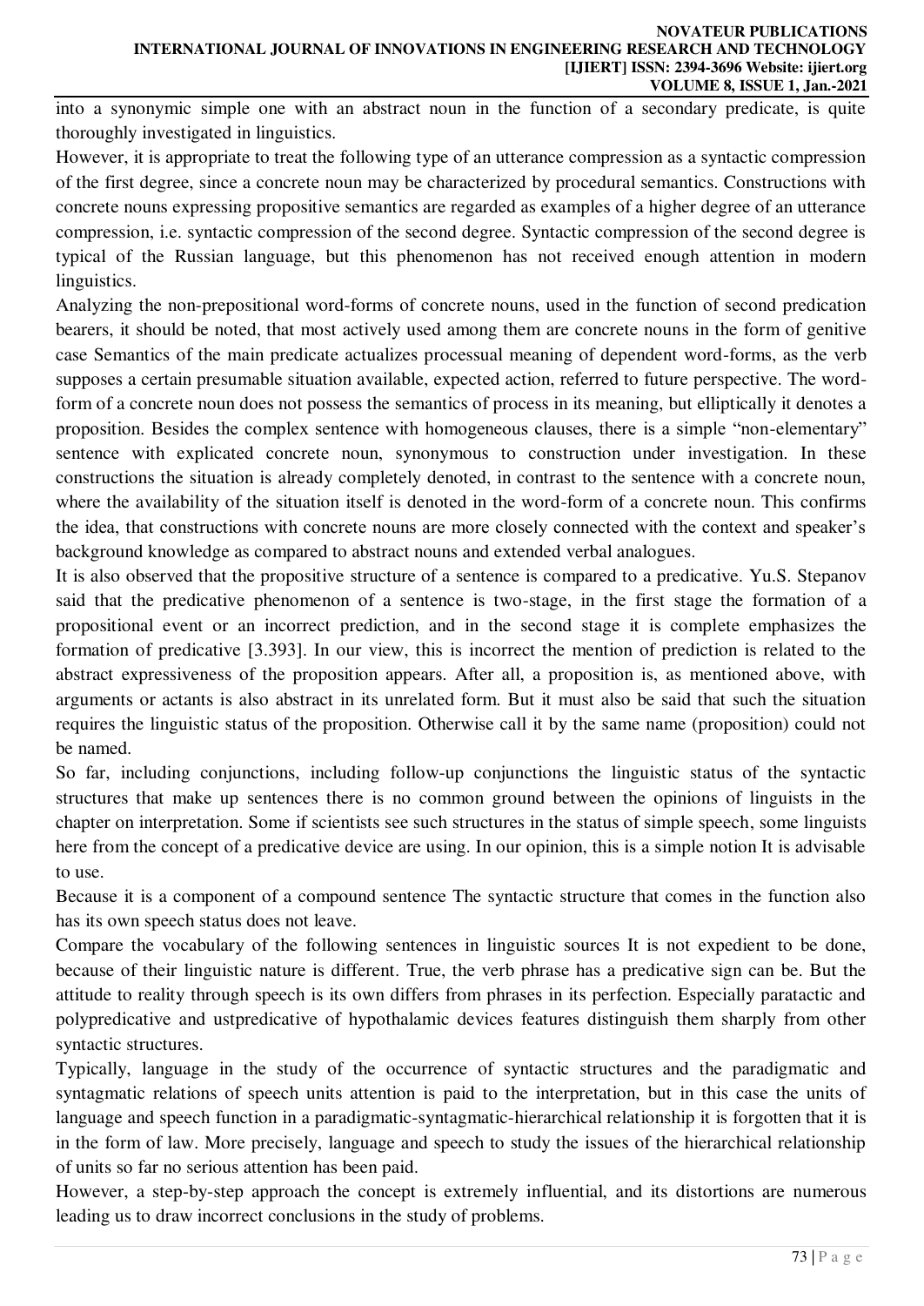into a synonymic simple one with an abstract noun in the function of a secondary predicate, is quite thoroughly investigated in linguistics.

However, it is appropriate to treat the following type of an utterance compression as a syntactic compression of the first degree, since a concrete noun may be characterized by procedural semantics. Constructions with concrete nouns expressing propositive semantics are regarded as examples of a higher degree of an utterance compression, i.e. syntactic compression of the second degree. Syntactic compression of the second degree is typical of the Russian language, but this phenomenon has not received enough attention in modern linguistics.

Analyzing the non-prepositional word-forms of concrete nouns, used in the function of second predication bearers, it should be noted, that most actively used among them are concrete nouns in the form of genitive case Semantics of the main predicate actualizes processual meaning of dependent word-forms, as the verb supposes a certain presumable situation available, expected action, referred to future perspective. The word-form of a concrete noun does not possess the semantics of process in its meaning, but elliptically it denotes a proposition. Besides the complex sentence with homogeneous clauses, there is a simple "non-elementary" sentence with explicated concrete noun, synonymous to construction under investigation. In these constructions the situation is already completely denoted, in contrast to the sentence with a concrete noun, where the availability of the situation itself is denoted in the word-form of a concrete noun. This confirms the idea, that constructions with concrete nouns are more closely connected with the context and speaker's background knowledge as compared to abstract nouns and extended verbal analogues.

It is also observed that the propositive structure of a sentence is compared to a predicative. Yu.S. Stepanov said that the predicative phenomenon of a sentence is two-stage, in the first stage the formation of a propositional event or an incorrect prediction, and in the second stage it is complete emphasizes the formation of predicative [3.393]. In our view, this is incorrect the mention of prediction is related to the abstract expressiveness of the proposition appears. After all, a proposition is, as mentioned above, with arguments or actants is also abstract in its unrelated form. But it must also be said that such the situation requires the linguistic status of the proposition. Otherwise call it by the same name (proposition) could not be named.

So far, including conjunctions, including follow-up conjunctions the linguistic status of the syntactic structures that make up sentences there is no common ground between the opinions of linguists in the chapter on interpretation. Some if scientists see such structures in the status of simple speech, some linguists here from the concept of a predicative device are using. In our opinion, this is a simple notion It is advisable to use.

Because it is a component of a compound sentence The syntactic structure that comes in the function also has its own speech status does not leave.

Compare the vocabulary of the following sentences in linguistic sources It is not expedient to be done, because of their linguistic nature is different. True, the verb phrase has a predicative sign can be. But the attitude to reality through speech is its own differs from phrases in its perfection. Especially paratactic and polypredicative and ustpredicative of hypothalamic devices features distinguish them sharply from other syntactic structures.

Typically, language in the study of the occurrence of syntactic structures and the paradigmatic and syntagmatic relations of speech units attention is paid to the interpretation, but in this case the units of language and speech function in a paradigmatic-syntagmatic-hierarchical relationship it is forgotten that it is in the form of law. More precisely, language and speech to study the issues of the hierarchical relationship of units so far no serious attention has been paid.

However, a step-by-step approach the concept is extremely influential, and its distortions are numerous leading us to draw incorrect conclusions in the study of problems.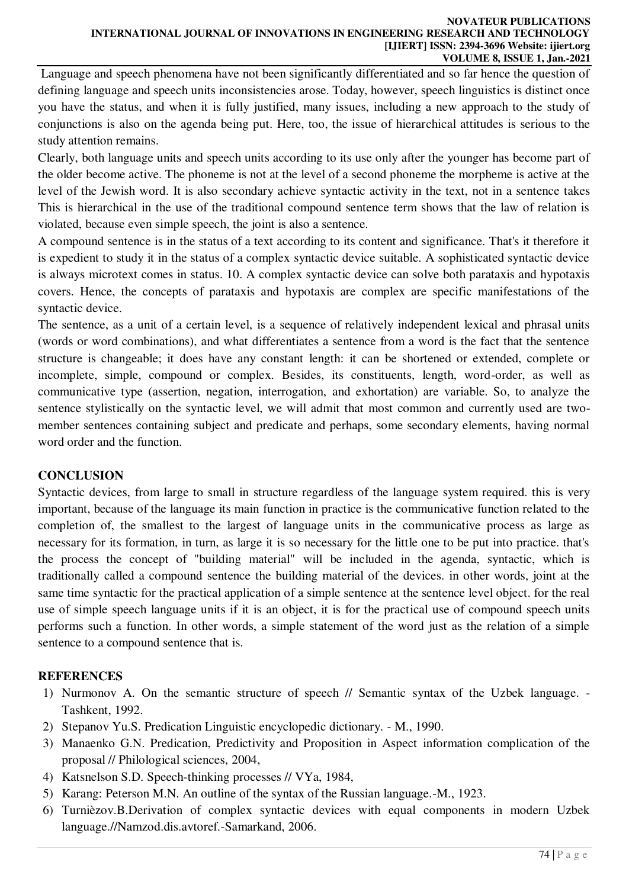Language and speech phenomena have not been significantly differentiated and so far hence the question of defining language and speech units inconsistencies arose. Today, however, speech linguistics is distinct once you have the status, and when it is fully justified, many issues, including a new approach to the study of conjunctions is also on the agenda being put. Here, too, the issue of hierarchical attitudes is serious to the study attention remains.

Clearly, both language units and speech units according to its use only after the younger has become part of the older become active. The phoneme is not at the level of a second phoneme the morpheme is active at the level of the Jewish word. It is also secondary achieve syntactic activity in the text, not in a sentence takes This is hierarchical in the use of the traditional compound sentence term shows that the law of relation is violated, because even simple speech, the joint is also a sentence.

A compound sentence is in the status of a text according to its content and significance. That's it therefore it is expedient to study it in the status of a complex syntactic device suitable. A sophisticated syntactic device is always microtext comes in status. 10. A complex syntactic device can solve both parataxis and hypotaxis covers. Hence, the concepts of parataxis and hypotaxis are complex are specific manifestations of the syntactic device.

The sentence, as a unit of a certain level, is a sequence of relatively independent lexical and phrasal units (words or word combinations), and what differentiates a sentence from a word is the fact that the sentence structure is changeable; it does have any constant length: it can be shortened or extended, complete or incomplete, simple, compound or complex. Besides, its constituents, length, word-order, as well as communicative type (assertion, negation, interrogation, and exhortation) are variable. So, to analyze the sentence stylistically on the syntactic level, we will admit that most common and currently used are two-member sentences containing subject and predicate and perhaps, some secondary elements, having normal word order and the function.

## CONCLUSION

Syntactic devices, from large to small in structure regardless of the language system required. this is very important, because of the language its main function in practice is the communicative function related to the completion of, the smallest to the largest of language units in the communicative process as large as necessary for its formation, in turn, as large it is so necessary for the little one to be put into practice. that's the process the concept of "building material" will be included in the agenda, syntactic, which is traditionally called a compound sentence the building material of the devices. in other words, joint at the same time syntactic for the practical application of a simple sentence at the sentence level object. for the real use of simple speech language units if it is an object, it is for the practical use of compound speech units performs such a function. In other words, a simple statement of the word just as the relation of a simple sentence to a compound sentence that is.

## REFERENCES

1) Nurmonov A. On the semantic structure of speech // Semantic syntax of the Uzbek language. - Tashkent, 1992.
2) Stepanov Yu.S. Predication Linguistic encyclopedic dictionary. - M., 1990.
3) Manaenko G.N. Predication, Predictivity and Proposition in Aspect information complication of the proposal // Philological sciences, 2004,
4) Katsnelson S.D. Speech-thinking processes // VYa, 1984,
5) Karang: Peterson M.N. An outline of the syntax of the Russian language.-M., 1923.
6) Turnièzov.B.Derivation of complex syntactic devices with equal components in modern Uzbek language.//Namzod.dis.avtoref.-Samarkand, 2006.